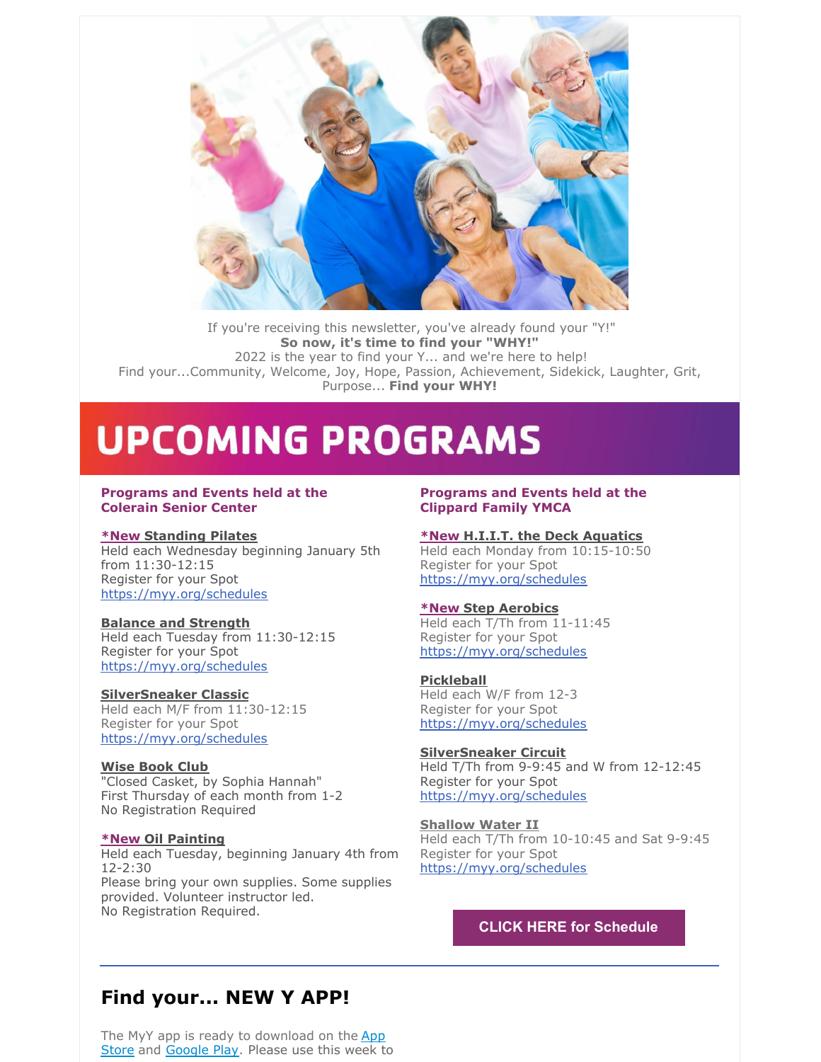If you're receiving this newsletter, you've already found your "Y!"
**So now, it's time to find your "WHY!"**
2022 is the year to find your Y... and we're here to help!
Find your...Community, Welcome, Joy, Hope, Passion, Achievement, Sidekick, Laughter, Grit, Purpose... **Find your WHY!**

# UPCOMING PROGRAMS

### Programs and Events held at the Colerain Senior Center

**\*New Standing Pilates**
Held each Wednesday beginning January 5th from 11:30-12:15
Register for your Spot
https://myy.org/schedules

**Balance and Strength**
Held each Tuesday from 11:30-12:15
Register for your Spot
https://myy.org/schedules

**SilverSneaker Classic**
Held each M/F from 11:30-12:15
Register for your Spot
https://myy.org/schedules

**Wise Book Club**
"Closed Casket, by Sophia Hannah"
First Thursday of each month from 1-2
No Registration Required

**\*New Oil Painting**
Held each Tuesday, beginning January 4th from 12-2:30
Please bring your own supplies. Some supplies provided. Volunteer instructor led.
No Registration Required.

### Programs and Events held at the Clippard Family YMCA

**\*New H.I.I.T. the Deck Aquatics**
Held each Monday from 10:15-10:50
Register for your Spot
https://myy.org/schedules

**\*New Step Aerobics**
Held each T/Th from 11-11:45
Register for your Spot
https://myy.org/schedules

**Pickleball**
Held each W/F from 12-3
Register for your Spot
https://myy.org/schedules

**SilverSneaker Circuit**
Held T/Th from 9-9:45 and W from 12-12:45
Register for your Spot
https://myy.org/schedules

**Shallow Water II**
Held each T/Th from 10-10:45 and Sat 9-9:45
Register for your Spot
https://myy.org/schedules

**CLICK HERE for Schedule**

---

## Find your... NEW Y APP!

The MyY app is ready to download on the App Store and Google Play. Please use this week to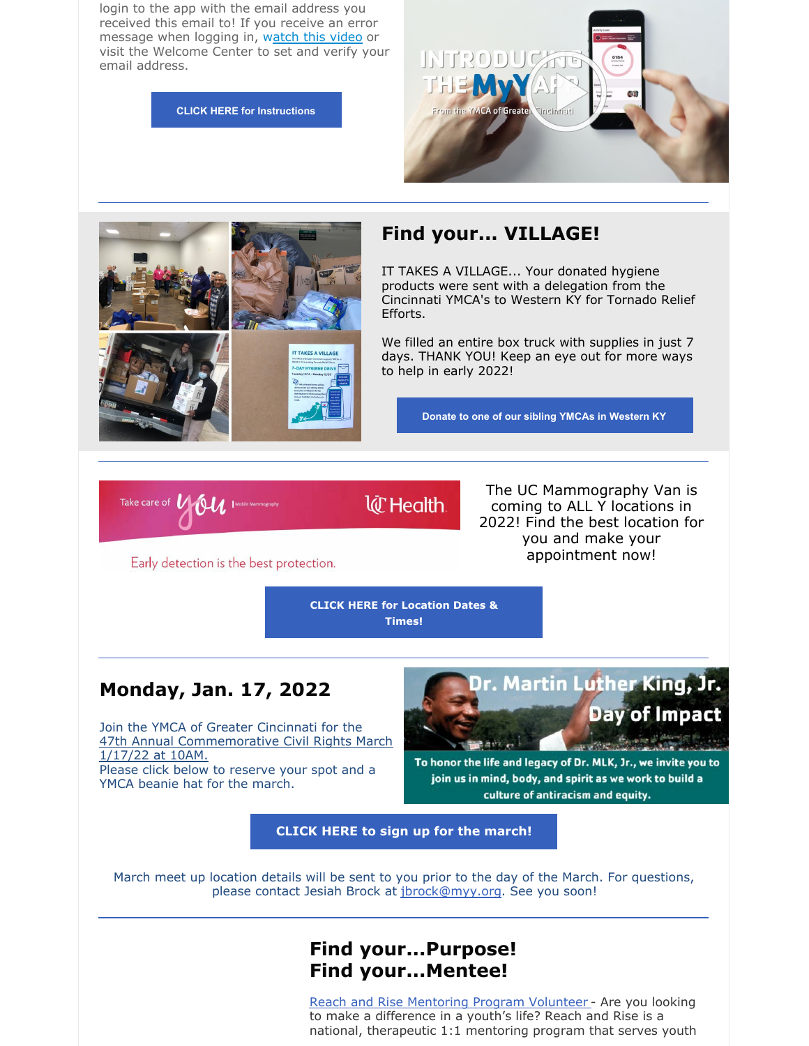login to the app with the email address you received this email to! If you receive an error message when logging in, watch this video or visit the Welcome Center to set and verify your email address.

CLICK HERE for Instructions

---

## Find your... VILLAGE!

IT TAKES A VILLAGE... Your donated hygiene products were sent with a delegation from the Cincinnati YMCA's to Western KY for Tornado Relief Efforts.

We filled an entire box truck with supplies in just 7 days. THANK YOU! Keep an eye out for more ways to help in early 2022!

Donate to one of our sibling YMCAs in Western KY

---

The UC Mammography Van is coming to ALL Y locations in 2022! Find the best location for you and make your appointment now!

CLICK HERE for Location Dates & Times!

---

## Monday, Jan. 17, 2022

Join the YMCA of Greater Cincinnati for the 47th Annual Commemorative Civil Rights March 1/17/22 at 10AM.
Please click below to reserve your spot and a YMCA beanie hat for the march.

CLICK HERE to sign up for the march!

March meet up location details will be sent to you prior to the day of the March. For questions, please contact Jesiah Brock at jbrock@myy.org. See you soon!

---

## Find your...Purpose!
## Find your...Mentee!

Reach and Rise Mentoring Program Volunteer - Are you looking to make a difference in a youth's life? Reach and Rise is a national, therapeutic 1:1 mentoring program that serves youth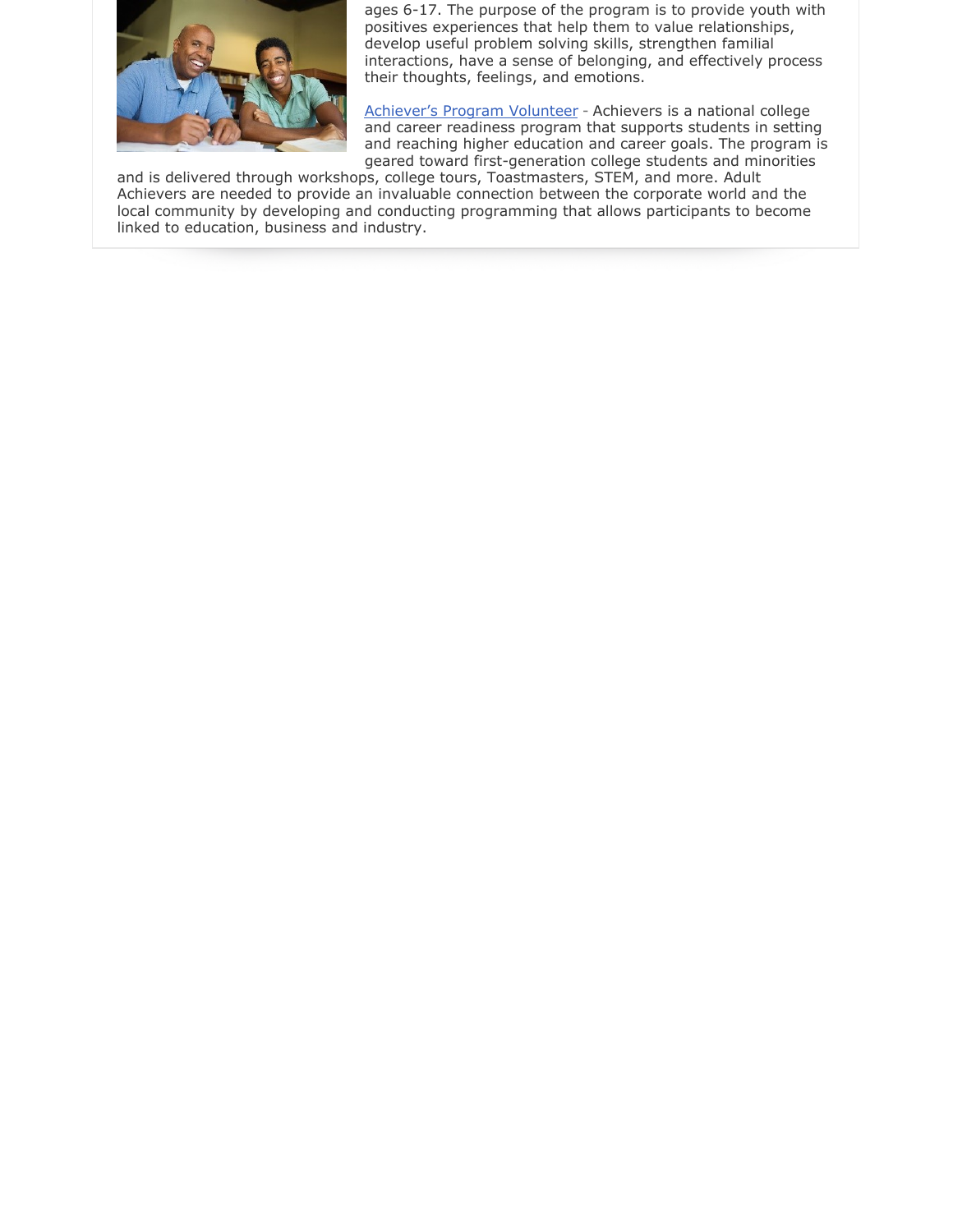ages 6-17. The purpose of the program is to provide youth with positives experiences that help them to value relationships, develop useful problem solving skills, strengthen familial interactions, have a sense of belonging, and effectively process their thoughts, feelings, and emotions.

Achiever’s Program Volunteer - Achievers is a national college and career readiness program that supports students in setting and reaching higher education and career goals. The program is geared toward first-generation college students and minorities and is delivered through workshops, college tours, Toastmasters, STEM, and more. Adult Achievers are needed to provide an invaluable connection between the corporate world and the local community by developing and conducting programming that allows participants to become linked to education, business and industry.